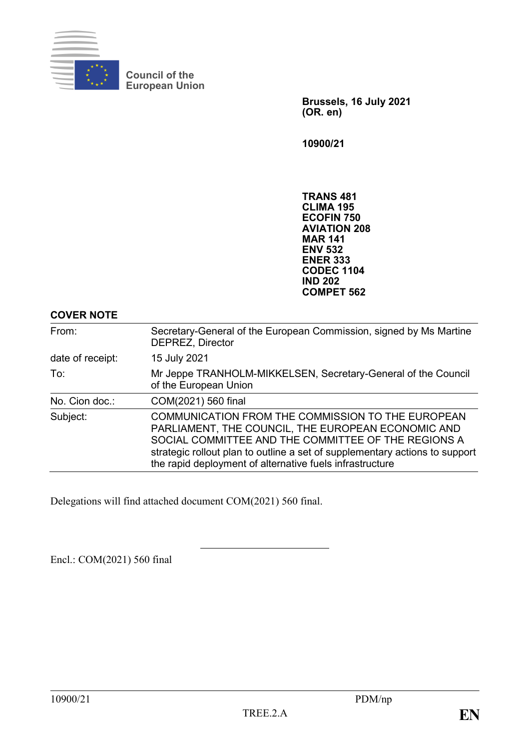Council of the European Union

**Brussels, 16 July 2021**
**(OR. en)**

**10900/21**

**TRANS 481**
**CLIMA 195**
**ECOFIN 750**
**AVIATION 208**
**MAR 141**
**ENV 532**
**ENER 333**
**CODEC 1104**
**IND 202**
**COMPET 562**

**COVER NOTE**

| | |
|---|---|
| From: | Secretary-General of the European Commission, signed by Ms Martine DEPREZ, Director |
| date of receipt: | 15 July 2021 |
| To: | Mr Jeppe TRANHOLM-MIKKELSEN, Secretary-General of the Council of the European Union |
| No. Cion doc.: | COM(2021) 560 final |
| Subject: | COMMUNICATION FROM THE COMMISSION TO THE EUROPEAN PARLIAMENT, THE COUNCIL, THE EUROPEAN ECONOMIC AND SOCIAL COMMITTEE AND THE COMMITTEE OF THE REGIONS A strategic rollout plan to outline a set of supplementary actions to support the rapid deployment of alternative fuels infrastructure |

Delegations will find attached document COM(2021) 560 final.

---

Encl.: COM(2021) 560 final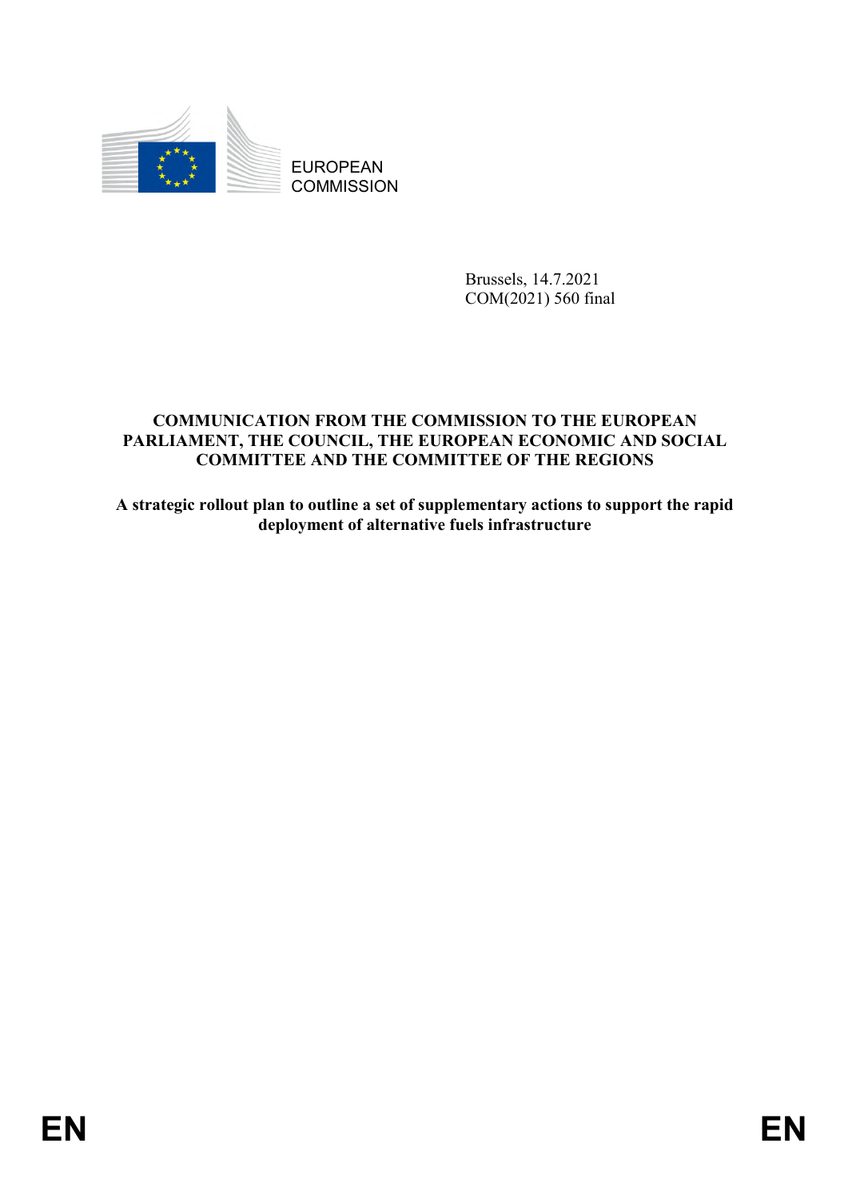EUROPEAN COMMISSION

Brussels, 14.7.2021
COM(2021) 560 final

**COMMUNICATION FROM THE COMMISSION TO THE EUROPEAN PARLIAMENT, THE COUNCIL, THE EUROPEAN ECONOMIC AND SOCIAL COMMITTEE AND THE COMMITTEE OF THE REGIONS**

**A strategic rollout plan to outline a set of supplementary actions to support the rapid deployment of alternative fuels infrastructure**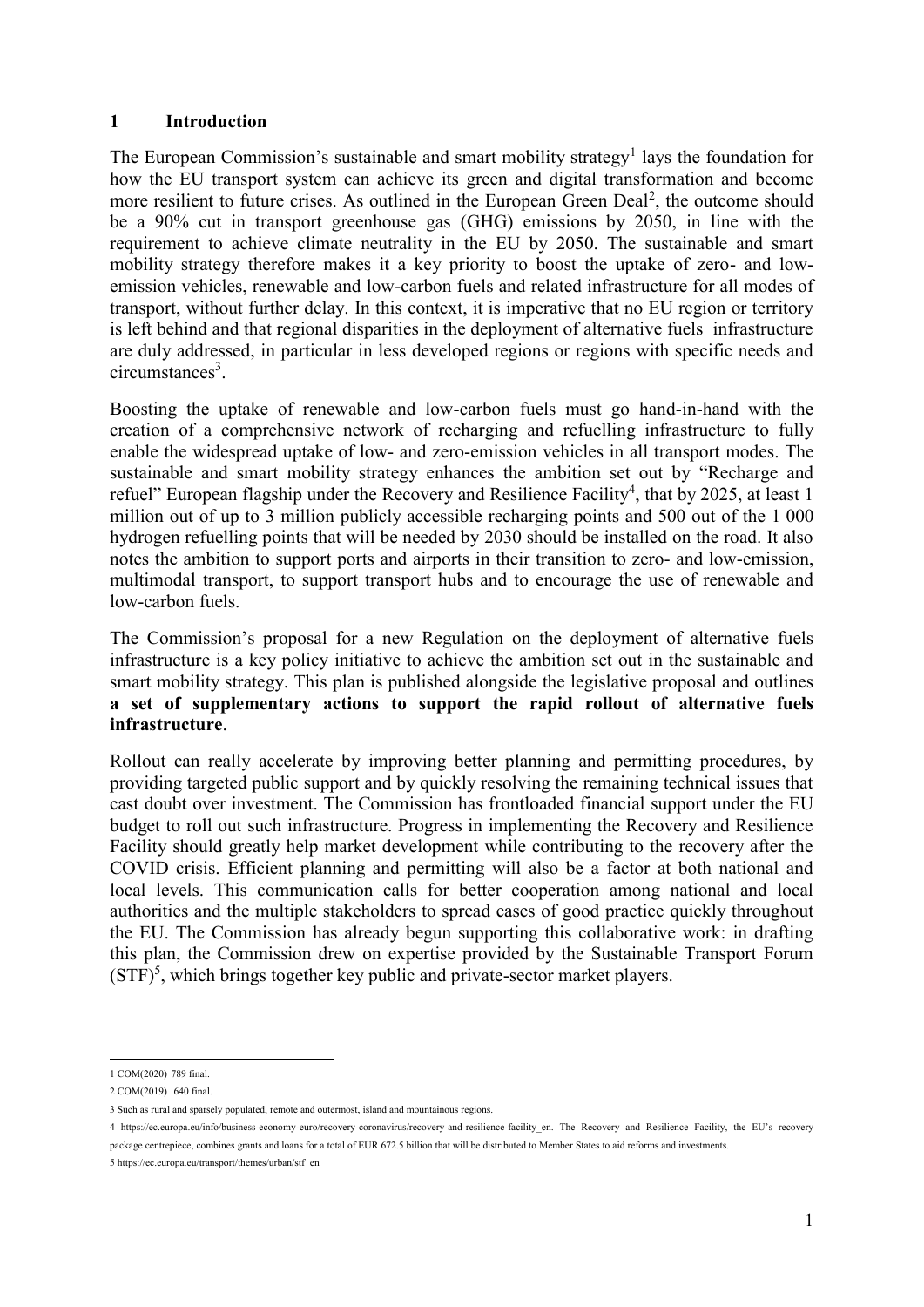# 1 Introduction

The European Commission's sustainable and smart mobility strategy[1] lays the foundation for how the EU transport system can achieve its green and digital transformation and become more resilient to future crises. As outlined in the European Green Deal[2], the outcome should be a 90% cut in transport greenhouse gas (GHG) emissions by 2050, in line with the requirement to achieve climate neutrality in the EU by 2050. The sustainable and smart mobility strategy therefore makes it a key priority to boost the uptake of zero- and low-emission vehicles, renewable and low-carbon fuels and related infrastructure for all modes of transport, without further delay. In this context, it is imperative that no EU region or territory is left behind and that regional disparities in the deployment of alternative fuels infrastructure are duly addressed, in particular in less developed regions or regions with specific needs and circumstances[3].

Boosting the uptake of renewable and low-carbon fuels must go hand-in-hand with the creation of a comprehensive network of recharging and refuelling infrastructure to fully enable the widespread uptake of low- and zero-emission vehicles in all transport modes. The sustainable and smart mobility strategy enhances the ambition set out by "Recharge and refuel" European flagship under the Recovery and Resilience Facility[4], that by 2025, at least 1 million out of up to 3 million publicly accessible recharging points and 500 out of the 1 000 hydrogen refuelling points that will be needed by 2030 should be installed on the road. It also notes the ambition to support ports and airports in their transition to zero- and low-emission, multimodal transport, to support transport hubs and to encourage the use of renewable and low-carbon fuels.

The Commission's proposal for a new Regulation on the deployment of alternative fuels infrastructure is a key policy initiative to achieve the ambition set out in the sustainable and smart mobility strategy. This plan is published alongside the legislative proposal and outlines **a set of supplementary actions to support the rapid rollout of alternative fuels infrastructure**.

Rollout can really accelerate by improving better planning and permitting procedures, by providing targeted public support and by quickly resolving the remaining technical issues that cast doubt over investment. The Commission has frontloaded financial support under the EU budget to roll out such infrastructure. Progress in implementing the Recovery and Resilience Facility should greatly help market development while contributing to the recovery after the COVID crisis. Efficient planning and permitting will also be a factor at both national and local levels. This communication calls for better cooperation among national and local authorities and the multiple stakeholders to spread cases of good practice quickly throughout the EU. The Commission has already begun supporting this collaborative work: in drafting this plan, the Commission drew on expertise provided by the Sustainable Transport Forum (STF)[5], which brings together key public and private-sector market players.

---

1 COM(2020) 789 final.

2 COM(2019) 640 final.

3 Such as rural and sparsely populated, remote and outermost, island and mountainous regions.

4 https://ec.europa.eu/info/business-economy-euro/recovery-coronavirus/recovery-and-resilience-facility_en. The Recovery and Resilience Facility, the EU's recovery package centrepiece, combines grants and loans for a total of EUR 672.5 billion that will be distributed to Member States to aid reforms and investments.

5 https://ec.europa.eu/transport/themes/urban/stf_en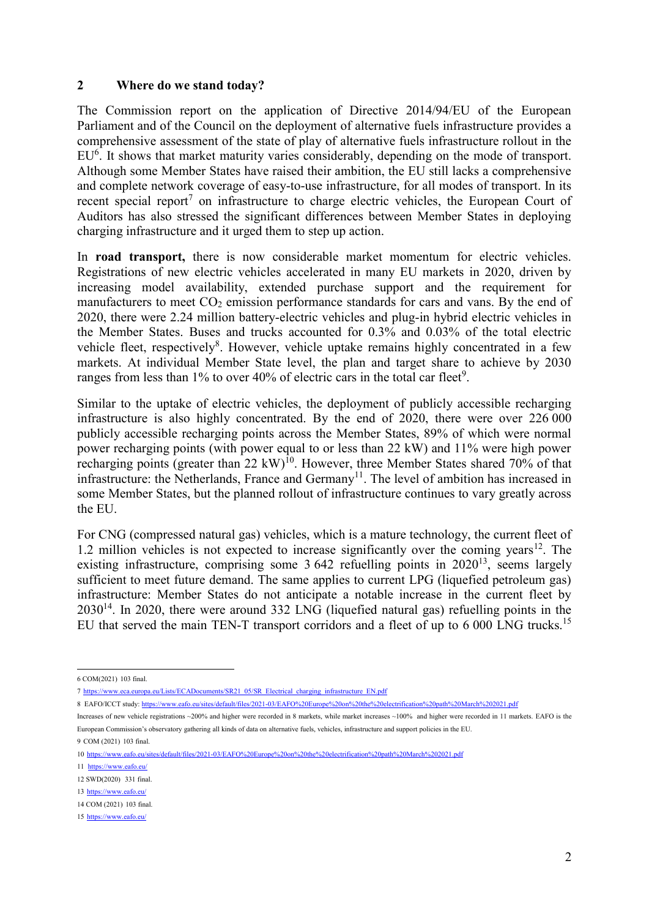## 2 Where do we stand today?

The Commission report on the application of Directive 2014/94/EU of the European Parliament and of the Council on the deployment of alternative fuels infrastructure provides a comprehensive assessment of the state of play of alternative fuels infrastructure rollout in the EU[6]. It shows that market maturity varies considerably, depending on the mode of transport. Although some Member States have raised their ambition, the EU still lacks a comprehensive and complete network coverage of easy-to-use infrastructure, for all modes of transport. In its recent special report[7] on infrastructure to charge electric vehicles, the European Court of Auditors has also stressed the significant differences between Member States in deploying charging infrastructure and it urged them to step up action.

In **road transport,** there is now considerable market momentum for electric vehicles. Registrations of new electric vehicles accelerated in many EU markets in 2020, driven by increasing model availability, extended purchase support and the requirement for manufacturers to meet $CO_2$ emission performance standards for cars and vans. By the end of 2020, there were 2.24 million battery-electric vehicles and plug-in hybrid electric vehicles in the Member States. Buses and trucks accounted for 0.3% and 0.03% of the total electric vehicle fleet, respectively[8]. However, vehicle uptake remains highly concentrated in a few markets. At individual Member State level, the plan and target share to achieve by 2030 ranges from less than 1% to over 40% of electric cars in the total car fleet[9].

Similar to the uptake of electric vehicles, the deployment of publicly accessible recharging infrastructure is also highly concentrated. By the end of 2020, there were over 226 000 publicly accessible recharging points across the Member States, 89% of which were normal power recharging points (with power equal to or less than 22 kW) and 11% were high power recharging points (greater than 22 kW)[10]. However, three Member States shared 70% of that infrastructure: the Netherlands, France and Germany[11]. The level of ambition has increased in some Member States, but the planned rollout of infrastructure continues to vary greatly across the EU.

For CNG (compressed natural gas) vehicles, which is a mature technology, the current fleet of 1.2 million vehicles is not expected to increase significantly over the coming years[12]. The existing infrastructure, comprising some 3 642 refuelling points in 2020[13], seems largely sufficient to meet future demand. The same applies to current LPG (liquefied petroleum gas) infrastructure: Member States do not anticipate a notable increase in the current fleet by 2030[14]. In 2020, there were around 332 LNG (liquefied natural gas) refuelling points in the EU that served the main TEN-T transport corridors and a fleet of up to 6 000 LNG trucks.[15]

---

6 COM(2021) 103 final.

7 https://www.eca.europa.eu/Lists/ECADocuments/SR21_05/SR_Electrical_charging_infrastructure_EN.pdf

8 EAFO/ICCT study: https://www.eafo.eu/sites/default/files/2021-03/EAFO%20Europe%20on%20the%20electrification%20path%20March%202021.pdf

Increases of new vehicle registrations ~200% and higher were recorded in 8 markets, while market increases ~100% and higher were recorded in 11 markets. EAFO is the European Commission's observatory gathering all kinds of data on alternative fuels, vehicles, infrastructure and support policies in the EU.

9 COM (2021) 103 final.

10 https://www.eafo.eu/sites/default/files/2021-03/EAFO%20Europe%20on%20the%20electrification%20path%20March%202021.pdf

11 https://www.eafo.eu/

12 SWD(2020) 331 final.

13 https://www.eafo.eu/

14 COM (2021) 103 final.

15 https://www.eafo.eu/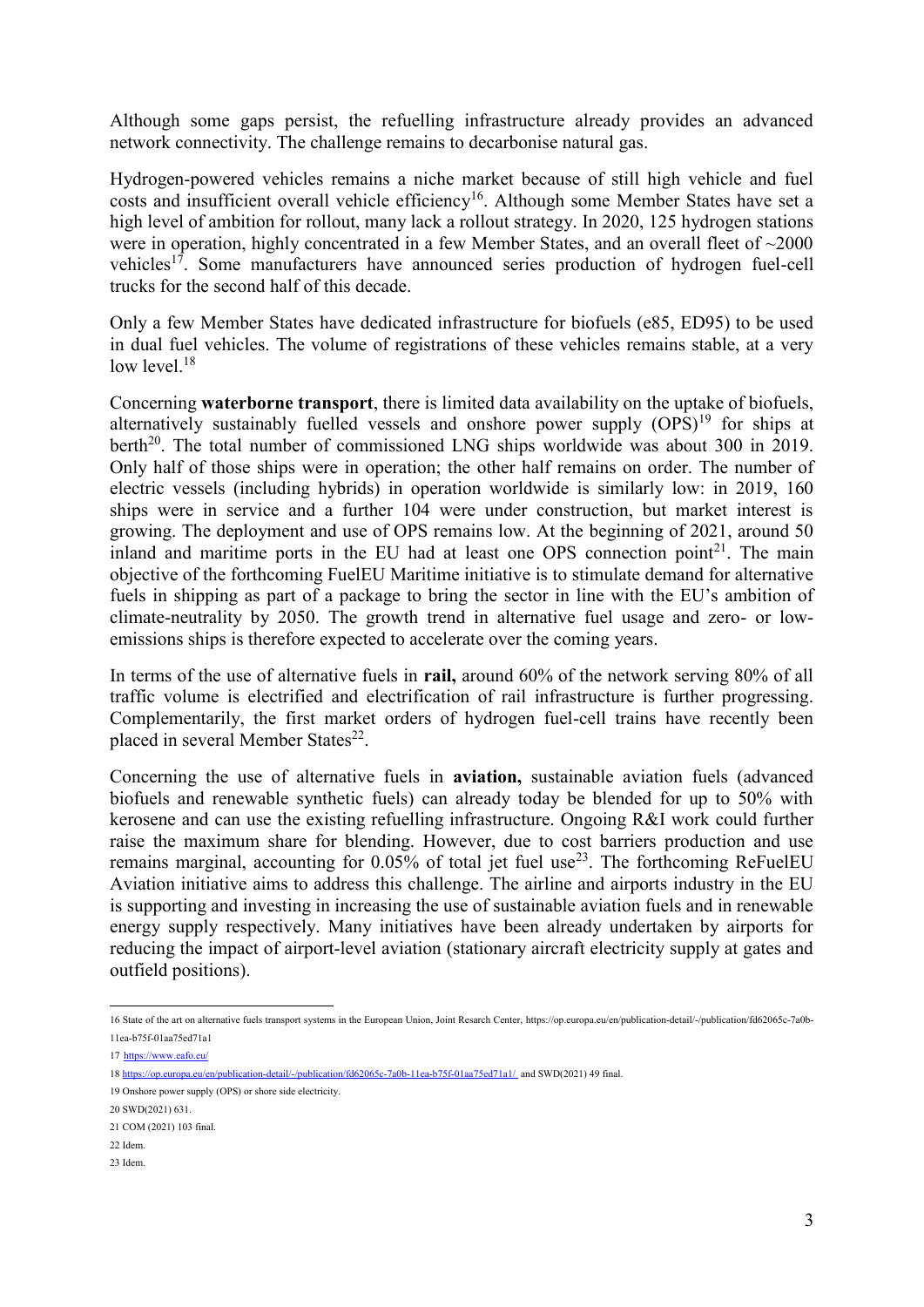Although some gaps persist, the refuelling infrastructure already provides an advanced network connectivity. The challenge remains to decarbonise natural gas.

Hydrogen-powered vehicles remains a niche market because of still high vehicle and fuel costs and insufficient overall vehicle efficiency[16]. Although some Member States have set a high level of ambition for rollout, many lack a rollout strategy. In 2020, 125 hydrogen stations were in operation, highly concentrated in a few Member States, and an overall fleet of ~2000 vehicles[17]. Some manufacturers have announced series production of hydrogen fuel-cell trucks for the second half of this decade.

Only a few Member States have dedicated infrastructure for biofuels (e85, ED95) to be used in dual fuel vehicles. The volume of registrations of these vehicles remains stable, at a very low level.[18]

Concerning **waterborne transport**, there is limited data availability on the uptake of biofuels, alternatively sustainably fuelled vessels and onshore power supply (OPS)[19] for ships at berth[20]. The total number of commissioned LNG ships worldwide was about 300 in 2019. Only half of those ships were in operation; the other half remains on order. The number of electric vessels (including hybrids) in operation worldwide is similarly low: in 2019, 160 ships were in service and a further 104 were under construction, but market interest is growing. The deployment and use of OPS remains low. At the beginning of 2021, around 50 inland and maritime ports in the EU had at least one OPS connection point[21]. The main objective of the forthcoming FuelEU Maritime initiative is to stimulate demand for alternative fuels in shipping as part of a package to bring the sector in line with the EU's ambition of climate-neutrality by 2050. The growth trend in alternative fuel usage and zero- or low-emissions ships is therefore expected to accelerate over the coming years.

In terms of the use of alternative fuels in **rail,** around 60% of the network serving 80% of all traffic volume is electrified and electrification of rail infrastructure is further progressing. Complementarily, the first market orders of hydrogen fuel-cell trains have recently been placed in several Member States[22].

Concerning the use of alternative fuels in **aviation,** sustainable aviation fuels (advanced biofuels and renewable synthetic fuels) can already today be blended for up to 50% with kerosene and can use the existing refuelling infrastructure. Ongoing R&I work could further raise the maximum share for blending. However, due to cost barriers production and use remains marginal, accounting for 0.05% of total jet fuel use[23]. The forthcoming ReFuelEU Aviation initiative aims to address this challenge. The airline and airports industry in the EU is supporting and investing in increasing the use of sustainable aviation fuels and in renewable energy supply respectively. Many initiatives have been already undertaken by airports for reducing the impact of airport-level aviation (stationary aircraft electricity supply at gates and outfield positions).

---

16 State of the art on alternative fuels transport systems in the European Union, Joint Resarch Center, https://op.europa.eu/en/publication-detail/-/publication/fd62065c-7a0b-11ea-b75f-01aa75ed71a1

17 https://www.eafo.eu/

18 https://op.europa.eu/en/publication-detail/-/publication/fd62065c-7a0b-11ea-b75f-01aa75ed71a1/ and SWD(2021) 49 final.

19 Onshore power supply (OPS) or shore side electricity.

20 SWD(2021) 631.

21 COM (2021) 103 final.

22 Idem.

23 Idem.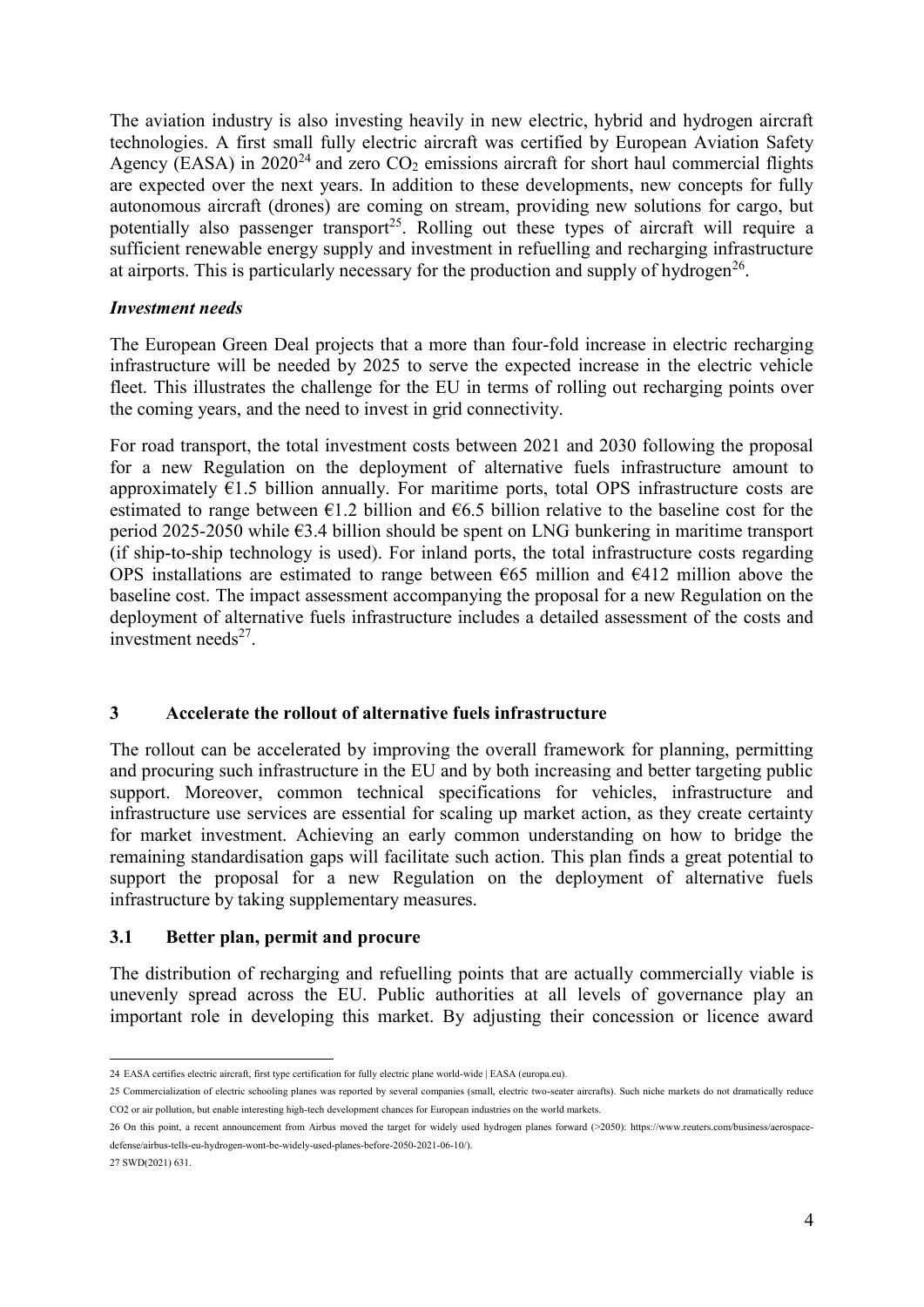The aviation industry is also investing heavily in new electric, hybrid and hydrogen aircraft technologies. A first small fully electric aircraft was certified by European Aviation Safety Agency (EASA) in 2020[24] and zero $CO_2$ emissions aircraft for short haul commercial flights are expected over the next years. In addition to these developments, new concepts for fully autonomous aircraft (drones) are coming on stream, providing new solutions for cargo, but potentially also passenger transport[25]. Rolling out these types of aircraft will require a sufficient renewable energy supply and investment in refuelling and recharging infrastructure at airports. This is particularly necessary for the production and supply of hydrogen[26].

***Investment needs***

The European Green Deal projects that a more than four-fold increase in electric recharging infrastructure will be needed by 2025 to serve the expected increase in the electric vehicle fleet. This illustrates the challenge for the EU in terms of rolling out recharging points over the coming years, and the need to invest in grid connectivity.

For road transport, the total investment costs between 2021 and 2030 following the proposal for a new Regulation on the deployment of alternative fuels infrastructure amount to approximately €1.5 billion annually. For maritime ports, total OPS infrastructure costs are estimated to range between €1.2 billion and €6.5 billion relative to the baseline cost for the period 2025-2050 while €3.4 billion should be spent on LNG bunkering in maritime transport (if ship-to-ship technology is used). For inland ports, the total infrastructure costs regarding OPS installations are estimated to range between €65 million and €412 million above the baseline cost. The impact assessment accompanying the proposal for a new Regulation on the deployment of alternative fuels infrastructure includes a detailed assessment of the costs and investment needs[27].

## 3 Accelerate the rollout of alternative fuels infrastructure

The rollout can be accelerated by improving the overall framework for planning, permitting and procuring such infrastructure in the EU and by both increasing and better targeting public support. Moreover, common technical specifications for vehicles, infrastructure and infrastructure use services are essential for scaling up market action, as they create certainty for market investment. Achieving an early common understanding on how to bridge the remaining standardisation gaps will facilitate such action. This plan finds a great potential to support the proposal for a new Regulation on the deployment of alternative fuels infrastructure by taking supplementary measures.

### 3.1 Better plan, permit and procure

The distribution of recharging and refuelling points that are actually commercially viable is unevenly spread across the EU. Public authorities at all levels of governance play an important role in developing this market. By adjusting their concession or licence award

---

24 EASA certifies electric aircraft, first type certification for fully electric plane world-wide | EASA (europa.eu).

25 Commercialization of electric schooling planes was reported by several companies (small, electric two-seater aircrafts). Such niche markets do not dramatically reduce CO2 or air pollution, but enable interesting high-tech development chances for European industries on the world markets.

26 On this point, a recent announcement from Airbus moved the target for widely used hydrogen planes forward (>2050): https://www.reuters.com/business/aerospace-defense/airbus-tells-eu-hydrogen-wont-be-widely-used-planes-before-2050-2021-06-10/).

27 SWD(2021) 631.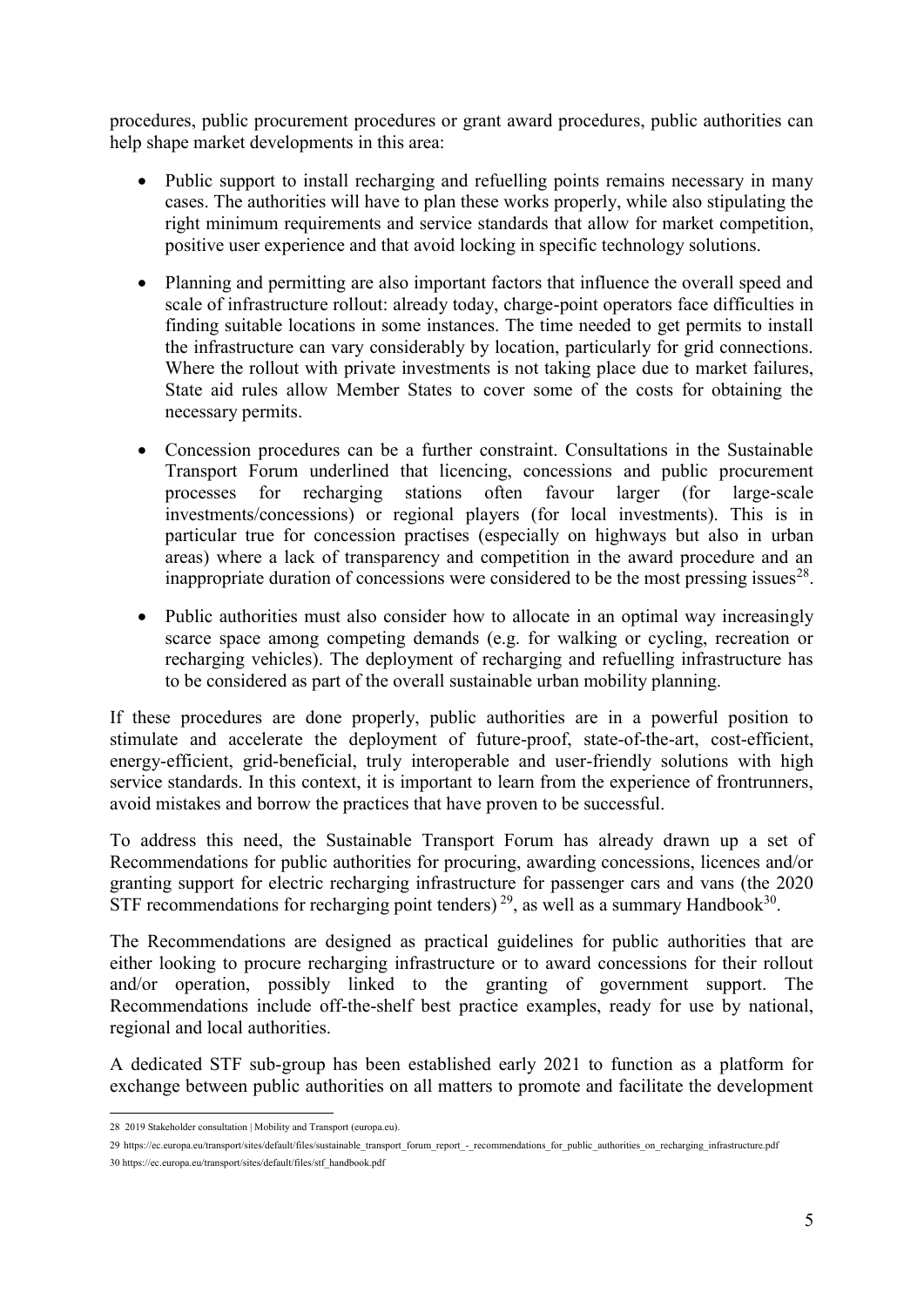procedures, public procurement procedures or grant award procedures, public authorities can help shape market developments in this area:

- Public support to install recharging and refuelling points remains necessary in many cases. The authorities will have to plan these works properly, while also stipulating the right minimum requirements and service standards that allow for market competition, positive user experience and that avoid locking in specific technology solutions.

- Planning and permitting are also important factors that influence the overall speed and scale of infrastructure rollout: already today, charge-point operators face difficulties in finding suitable locations in some instances. The time needed to get permits to install the infrastructure can vary considerably by location, particularly for grid connections. Where the rollout with private investments is not taking place due to market failures, State aid rules allow Member States to cover some of the costs for obtaining the necessary permits.

- Concession procedures can be a further constraint. Consultations in the Sustainable Transport Forum underlined that licencing, concessions and public procurement processes for recharging stations often favour larger (for large-scale investments/concessions) or regional players (for local investments). This is in particular true for concession practises (especially on highways but also in urban areas) where a lack of transparency and competition in the award procedure and an inappropriate duration of concessions were considered to be the most pressing issues[28].

- Public authorities must also consider how to allocate in an optimal way increasingly scarce space among competing demands (e.g. for walking or cycling, recreation or recharging vehicles). The deployment of recharging and refuelling infrastructure has to be considered as part of the overall sustainable urban mobility planning.

If these procedures are done properly, public authorities are in a powerful position to stimulate and accelerate the deployment of future-proof, state-of-the-art, cost-efficient, energy-efficient, grid-beneficial, truly interoperable and user-friendly solutions with high service standards. In this context, it is important to learn from the experience of frontrunners, avoid mistakes and borrow the practices that have proven to be successful.

To address this need, the Sustainable Transport Forum has already drawn up a set of Recommendations for public authorities for procuring, awarding concessions, licences and/or granting support for electric recharging infrastructure for passenger cars and vans (the 2020 STF recommendations for recharging point tenders)[29], as well as a summary Handbook[30].

The Recommendations are designed as practical guidelines for public authorities that are either looking to procure recharging infrastructure or to award concessions for their rollout and/or operation, possibly linked to the granting of government support. The Recommendations include off-the-shelf best practice examples, ready for use by national, regional and local authorities.

A dedicated STF sub-group has been established early 2021 to function as a platform for exchange between public authorities on all matters to promote and facilitate the development

---

28 2019 Stakeholder consultation | Mobility and Transport (europa.eu).

29 https://ec.europa.eu/transport/sites/default/files/sustainable_transport_forum_report_-_recommendations_for_public_authorities_on_recharging_infrastructure.pdf

30 https://ec.europa.eu/transport/sites/default/files/stf_handbook.pdf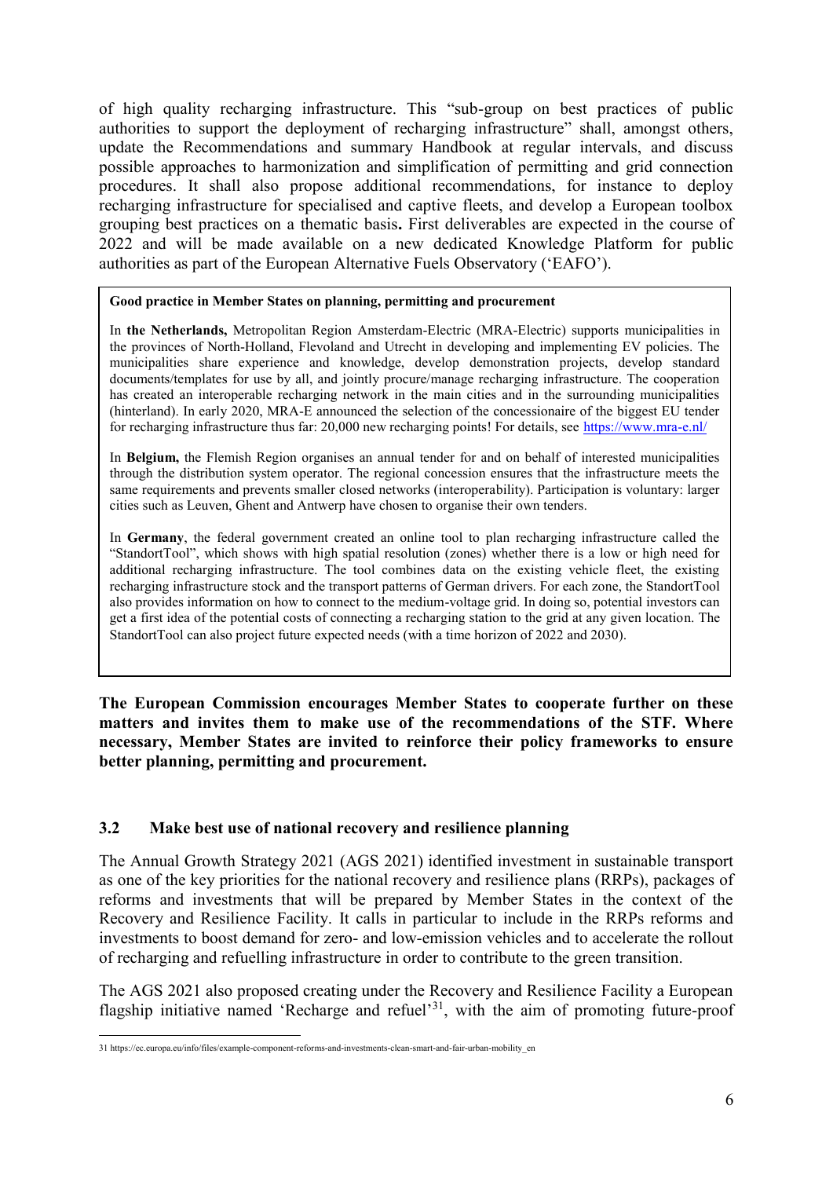of high quality recharging infrastructure. This "sub-group on best practices of public authorities to support the deployment of recharging infrastructure" shall, amongst others, update the Recommendations and summary Handbook at regular intervals, and discuss possible approaches to harmonization and simplification of permitting and grid connection procedures. It shall also propose additional recommendations, for instance to deploy recharging infrastructure for specialised and captive fleets, and develop a European toolbox grouping best practices on a thematic basis**.** First deliverables are expected in the course of 2022 and will be made available on a new dedicated Knowledge Platform for public authorities as part of the European Alternative Fuels Observatory ('EAFO').

> **Good practice in Member States on planning, permitting and procurement**
>
> In **the Netherlands,** Metropolitan Region Amsterdam-Electric (MRA-Electric) supports municipalities in the provinces of North-Holland, Flevoland and Utrecht in developing and implementing EV policies. The municipalities share experience and knowledge, develop demonstration projects, develop standard documents/templates for use by all, and jointly procure/manage recharging infrastructure. The cooperation has created an interoperable recharging network in the main cities and in the surrounding municipalities (hinterland). In early 2020, MRA-E announced the selection of the concessionaire of the biggest EU tender for recharging infrastructure thus far: 20,000 new recharging points! For details, see https://www.mra-e.nl/
>
> In **Belgium,** the Flemish Region organises an annual tender for and on behalf of interested municipalities through the distribution system operator. The regional concession ensures that the infrastructure meets the same requirements and prevents smaller closed networks (interoperability). Participation is voluntary: larger cities such as Leuven, Ghent and Antwerp have chosen to organise their own tenders.
>
> In **Germany**, the federal government created an online tool to plan recharging infrastructure called the "StandortTool", which shows with high spatial resolution (zones) whether there is a low or high need for additional recharging infrastructure. The tool combines data on the existing vehicle fleet, the existing recharging infrastructure stock and the transport patterns of German drivers. For each zone, the StandortTool also provides information on how to connect to the medium-voltage grid. In doing so, potential investors can get a first idea of the potential costs of connecting a recharging station to the grid at any given location. The StandortTool can also project future expected needs (with a time horizon of 2022 and 2030).

**The European Commission encourages Member States to cooperate further on these matters and invites them to make use of the recommendations of the STF. Where necessary, Member States are invited to reinforce their policy frameworks to ensure better planning, permitting and procurement.**

### 3.2 Make best use of national recovery and resilience planning

The Annual Growth Strategy 2021 (AGS 2021) identified investment in sustainable transport as one of the key priorities for the national recovery and resilience plans (RRPs), packages of reforms and investments that will be prepared by Member States in the context of the Recovery and Resilience Facility. It calls in particular to include in the RRPs reforms and investments to boost demand for zero- and low-emission vehicles and to accelerate the rollout of recharging and refuelling infrastructure in order to contribute to the green transition.

The AGS 2021 also proposed creating under the Recovery and Resilience Facility a European flagship initiative named 'Recharge and refuel'[31], with the aim of promoting future-proof

[31] https://ec.europa.eu/info/files/example-component-reforms-and-investments-clean-smart-and-fair-urban-mobility_en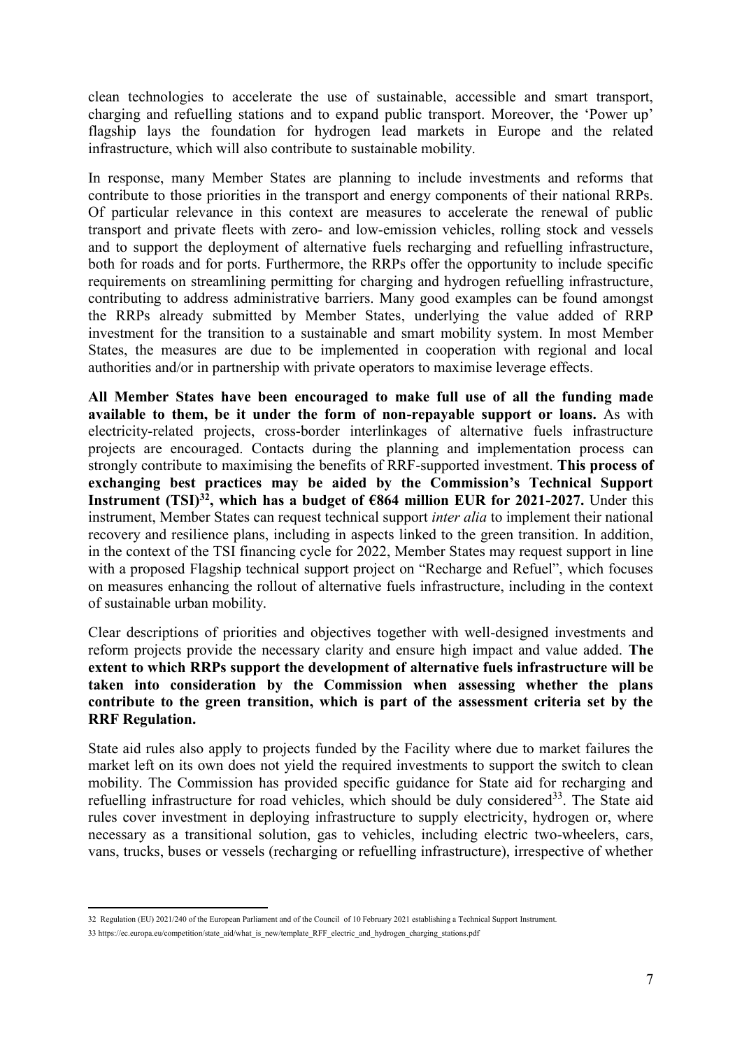clean technologies to accelerate the use of sustainable, accessible and smart transport, charging and refuelling stations and to expand public transport. Moreover, the 'Power up' flagship lays the foundation for hydrogen lead markets in Europe and the related infrastructure, which will also contribute to sustainable mobility.

In response, many Member States are planning to include investments and reforms that contribute to those priorities in the transport and energy components of their national RRPs. Of particular relevance in this context are measures to accelerate the renewal of public transport and private fleets with zero- and low-emission vehicles, rolling stock and vessels and to support the deployment of alternative fuels recharging and refuelling infrastructure, both for roads and for ports. Furthermore, the RRPs offer the opportunity to include specific requirements on streamlining permitting for charging and hydrogen refuelling infrastructure, contributing to address administrative barriers. Many good examples can be found amongst the RRPs already submitted by Member States, underlying the value added of RRP investment for the transition to a sustainable and smart mobility system. In most Member States, the measures are due to be implemented in cooperation with regional and local authorities and/or in partnership with private operators to maximise leverage effects.

**All Member States have been encouraged to make full use of all the funding made available to them, be it under the form of non-repayable support or loans.** As with electricity-related projects, cross-border interlinkages of alternative fuels infrastructure projects are encouraged. Contacts during the planning and implementation process can strongly contribute to maximising the benefits of RRF-supported investment. **This process of exchanging best practices may be aided by the Commission's Technical Support Instrument (TSI)[32], which has a budget of €864 million EUR for 2021-2027.** Under this instrument, Member States can request technical support *inter alia* to implement their national recovery and resilience plans, including in aspects linked to the green transition. In addition, in the context of the TSI financing cycle for 2022, Member States may request support in line with a proposed Flagship technical support project on "Recharge and Refuel", which focuses on measures enhancing the rollout of alternative fuels infrastructure, including in the context of sustainable urban mobility.

Clear descriptions of priorities and objectives together with well-designed investments and reform projects provide the necessary clarity and ensure high impact and value added. **The extent to which RRPs support the development of alternative fuels infrastructure will be taken into consideration by the Commission when assessing whether the plans contribute to the green transition, which is part of the assessment criteria set by the RRF Regulation.**

State aid rules also apply to projects funded by the Facility where due to market failures the market left on its own does not yield the required investments to support the switch to clean mobility. The Commission has provided specific guidance for State aid for recharging and refuelling infrastructure for road vehicles, which should be duly considered[33]. The State aid rules cover investment in deploying infrastructure to supply electricity, hydrogen or, where necessary as a transitional solution, gas to vehicles, including electric two-wheelers, cars, vans, trucks, buses or vessels (recharging or refuelling infrastructure), irrespective of whether

---

32 Regulation (EU) 2021/240 of the European Parliament and of the Council of 10 February 2021 establishing a Technical Support Instrument.

33 https://ec.europa.eu/competition/state_aid/what_is_new/template_RFF_electric_and_hydrogen_charging_stations.pdf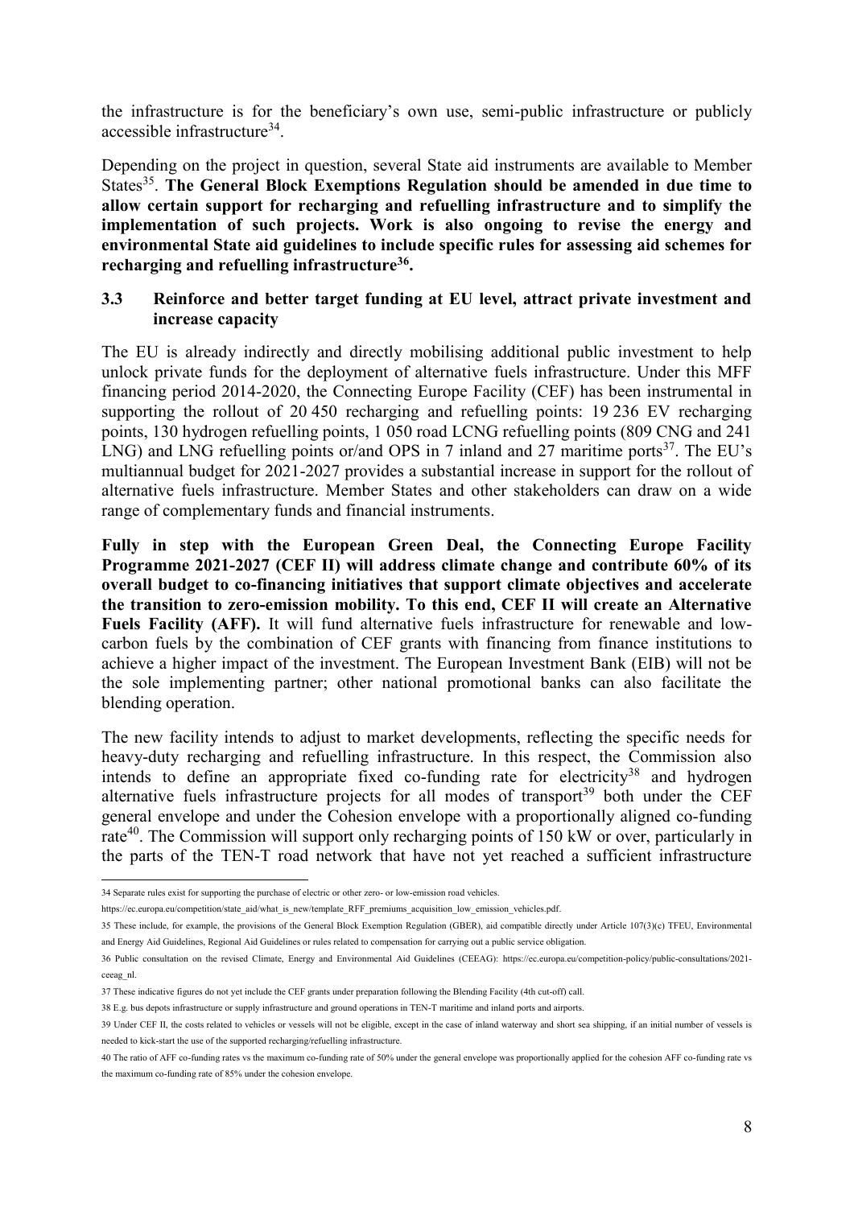the infrastructure is for the beneficiary's own use, semi-public infrastructure or publicly accessible infrastructure[34].

Depending on the project in question, several State aid instruments are available to Member States[35]. **The General Block Exemptions Regulation should be amended in due time to allow certain support for recharging and refuelling infrastructure and to simplify the implementation of such projects. Work is also ongoing to revise the energy and environmental State aid guidelines to include specific rules for assessing aid schemes for recharging and refuelling infrastructure[36].**

### 3.3 Reinforce and better target funding at EU level, attract private investment and increase capacity

The EU is already indirectly and directly mobilising additional public investment to help unlock private funds for the deployment of alternative fuels infrastructure. Under this MFF financing period 2014-2020, the Connecting Europe Facility (CEF) has been instrumental in supporting the rollout of 20 450 recharging and refuelling points: 19 236 EV recharging points, 130 hydrogen refuelling points, 1 050 road LCNG refuelling points (809 CNG and 241 LNG) and LNG refuelling points or/and OPS in 7 inland and 27 maritime ports[37]. The EU's multiannual budget for 2021-2027 provides a substantial increase in support for the rollout of alternative fuels infrastructure. Member States and other stakeholders can draw on a wide range of complementary funds and financial instruments.

**Fully in step with the European Green Deal, the Connecting Europe Facility Programme 2021-2027 (CEF II) will address climate change and contribute 60% of its overall budget to co-financing initiatives that support climate objectives and accelerate the transition to zero-emission mobility. To this end, CEF II will create an Alternative Fuels Facility (AFF).** It will fund alternative fuels infrastructure for renewable and low-carbon fuels by the combination of CEF grants with financing from finance institutions to achieve a higher impact of the investment. The European Investment Bank (EIB) will not be the sole implementing partner; other national promotional banks can also facilitate the blending operation.

The new facility intends to adjust to market developments, reflecting the specific needs for heavy-duty recharging and refuelling infrastructure. In this respect, the Commission also intends to define an appropriate fixed co-funding rate for electricity[38] and hydrogen alternative fuels infrastructure projects for all modes of transport[39] both under the CEF general envelope and under the Cohesion envelope with a proportionally aligned co-funding rate[40]. The Commission will support only recharging points of 150 kW or over, particularly in the parts of the TEN-T road network that have not yet reached a sufficient infrastructure

---

34 Separate rules exist for supporting the purchase of electric or other zero- or low-emission road vehicles. https://ec.europa.eu/competition/state_aid/what_is_new/template_RFF_premiums_acquisition_low_emission_vehicles.pdf.

35 These include, for example, the provisions of the General Block Exemption Regulation (GBER), aid compatible directly under Article 107(3)(c) TFEU, Environmental and Energy Aid Guidelines, Regional Aid Guidelines or rules related to compensation for carrying out a public service obligation.

36 Public consultation on the revised Climate, Energy and Environmental Aid Guidelines (CEEAG): https://ec.europa.eu/competition-policy/public-consultations/2021-ceeag_nl.

37 These indicative figures do not yet include the CEF grants under preparation following the Blending Facility (4th cut-off) call.

38 E.g. bus depots infrastructure or supply infrastructure and ground operations in TEN-T maritime and inland ports and airports.

39 Under CEF II, the costs related to vehicles or vessels will not be eligible, except in the case of inland waterway and short sea shipping, if an initial number of vessels is needed to kick-start the use of the supported recharging/refuelling infrastructure.

40 The ratio of AFF co-funding rates vs the maximum co-funding rate of 50% under the general envelope was proportionally applied for the cohesion AFF co-funding rate vs the maximum co-funding rate of 85% under the cohesion envelope.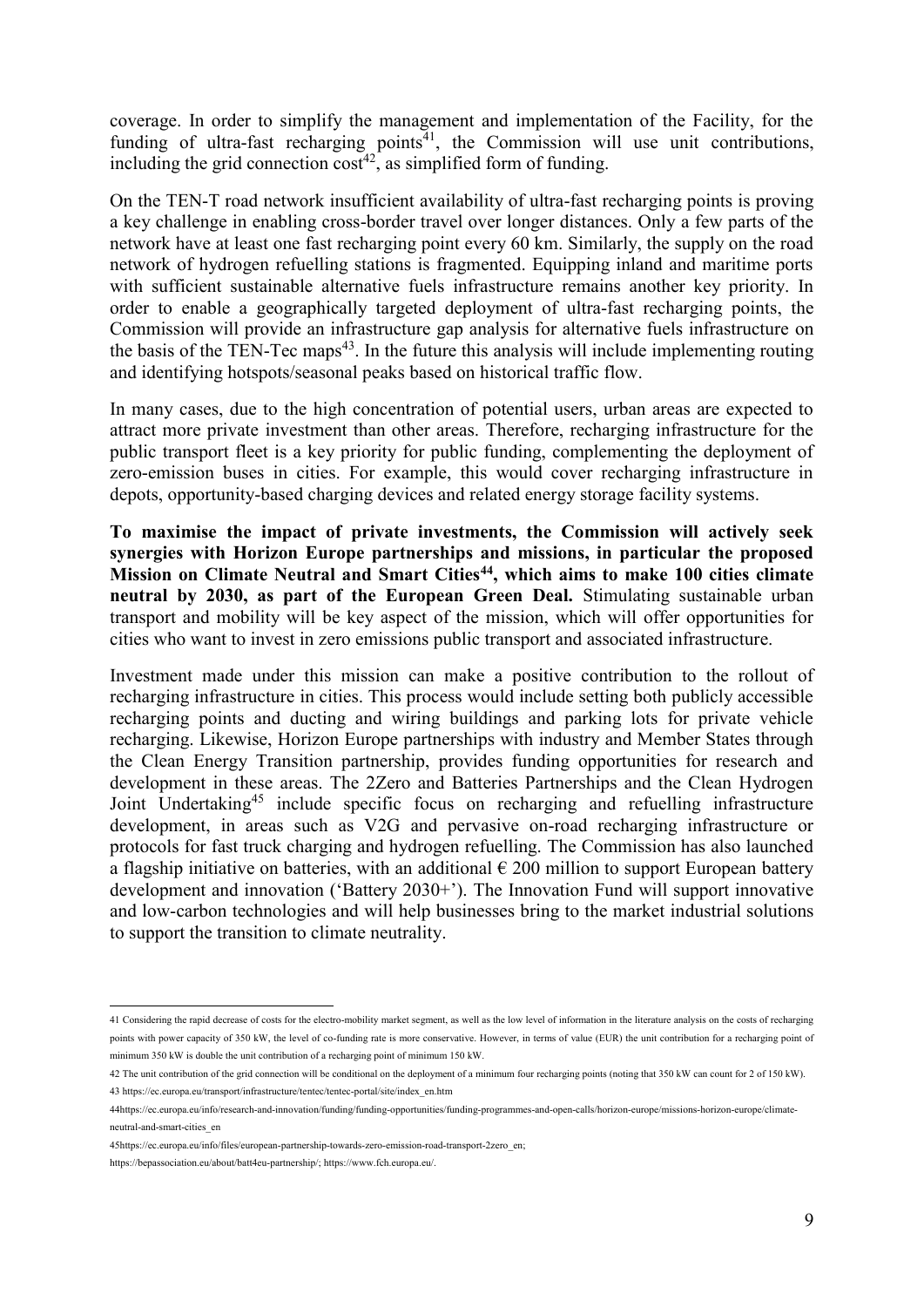coverage. In order to simplify the management and implementation of the Facility, for the funding of ultra-fast recharging points[41], the Commission will use unit contributions, including the grid connection cost[42], as simplified form of funding.

On the TEN-T road network insufficient availability of ultra-fast recharging points is proving a key challenge in enabling cross-border travel over longer distances. Only a few parts of the network have at least one fast recharging point every 60 km. Similarly, the supply on the road network of hydrogen refuelling stations is fragmented. Equipping inland and maritime ports with sufficient sustainable alternative fuels infrastructure remains another key priority. In order to enable a geographically targeted deployment of ultra-fast recharging points, the Commission will provide an infrastructure gap analysis for alternative fuels infrastructure on the basis of the TEN-Tec maps[43]. In the future this analysis will include implementing routing and identifying hotspots/seasonal peaks based on historical traffic flow.

In many cases, due to the high concentration of potential users, urban areas are expected to attract more private investment than other areas. Therefore, recharging infrastructure for the public transport fleet is a key priority for public funding, complementing the deployment of zero-emission buses in cities. For example, this would cover recharging infrastructure in depots, opportunity-based charging devices and related energy storage facility systems.

**To maximise the impact of private investments, the Commission will actively seek synergies with Horizon Europe partnerships and missions, in particular the proposed Mission on Climate Neutral and Smart Cities[44], which aims to make 100 cities climate neutral by 2030, as part of the European Green Deal.** Stimulating sustainable urban transport and mobility will be key aspect of the mission, which will offer opportunities for cities who want to invest in zero emissions public transport and associated infrastructure.

Investment made under this mission can make a positive contribution to the rollout of recharging infrastructure in cities. This process would include setting both publicly accessible recharging points and ducting and wiring buildings and parking lots for private vehicle recharging. Likewise, Horizon Europe partnerships with industry and Member States through the Clean Energy Transition partnership, provides funding opportunities for research and development in these areas. The 2Zero and Batteries Partnerships and the Clean Hydrogen Joint Undertaking[45] include specific focus on recharging and refuelling infrastructure development, in areas such as V2G and pervasive on-road recharging infrastructure or protocols for fast truck charging and hydrogen refuelling. The Commission has also launched a flagship initiative on batteries, with an additional € 200 million to support European battery development and innovation ('Battery 2030+'). The Innovation Fund will support innovative and low-carbon technologies and will help businesses bring to the market industrial solutions to support the transition to climate neutrality.

---

41 Considering the rapid decrease of costs for the electro-mobility market segment, as well as the low level of information in the literature analysis on the costs of recharging points with power capacity of 350 kW, the level of co-funding rate is more conservative. However, in terms of value (EUR) the unit contribution for a recharging point of minimum 350 kW is double the unit contribution of a recharging point of minimum 150 kW.

42 The unit contribution of the grid connection will be conditional on the deployment of a minimum four recharging points (noting that 350 kW can count for 2 of 150 kW).

43 https://ec.europa.eu/transport/infrastructure/tentec/tentec-portal/site/index_en.htm

44https://ec.europa.eu/info/research-and-innovation/funding/funding-opportunities/funding-programmes-and-open-calls/horizon-europe/missions-horizon-europe/climate-neutral-and-smart-cities_en

45https://ec.europa.eu/info/files/european-partnership-towards-zero-emission-road-transport-2zero_en; https://bepassociation.eu/about/batt4eu-partnership/; https://www.fch.europa.eu/.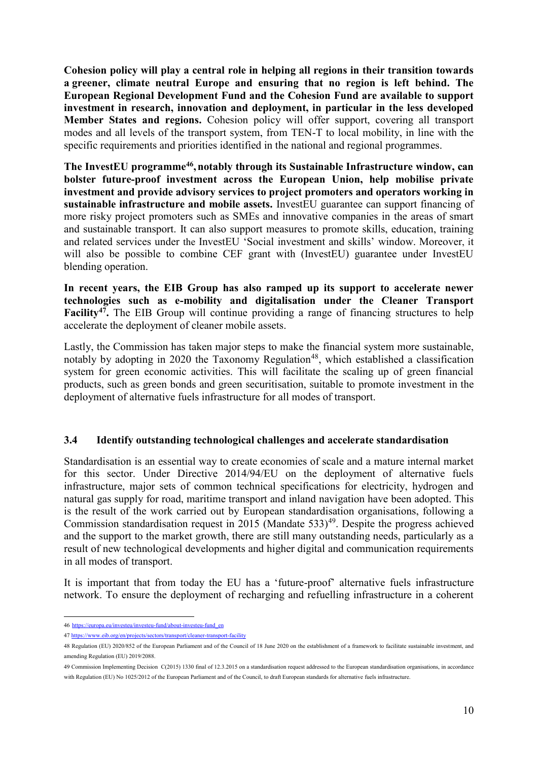**Cohesion policy will play a central role in helping all regions in their transition towards a greener, climate neutral Europe and ensuring that no region is left behind. The European Regional Development Fund and the Cohesion Fund are available to support investment in research, innovation and deployment, in particular in the less developed Member States and regions.** Cohesion policy will offer support, covering all transport modes and all levels of the transport system, from TEN-T to local mobility, in line with the specific requirements and priorities identified in the national and regional programmes.

**The InvestEU programme[46], notably through its Sustainable Infrastructure window, can bolster future-proof investment across the European Union, help mobilise private investment and provide advisory services to project promoters and operators working in sustainable infrastructure and mobile assets.** InvestEU guarantee can support financing of more risky project promoters such as SMEs and innovative companies in the areas of smart and sustainable transport. It can also support measures to promote skills, education, training and related services under the InvestEU 'Social investment and skills' window. Moreover, it will also be possible to combine CEF grant with (InvestEU) guarantee under InvestEU blending operation.

**In recent years, the EIB Group has also ramped up its support to accelerate newer technologies such as e-mobility and digitalisation under the Cleaner Transport Facility[47].** The EIB Group will continue providing a range of financing structures to help accelerate the deployment of cleaner mobile assets.

Lastly, the Commission has taken major steps to make the financial system more sustainable, notably by adopting in 2020 the Taxonomy Regulation[48], which established a classification system for green economic activities. This will facilitate the scaling up of green financial products, such as green bonds and green securitisation, suitable to promote investment in the deployment of alternative fuels infrastructure for all modes of transport.

### 3.4 Identify outstanding technological challenges and accelerate standardisation

Standardisation is an essential way to create economies of scale and a mature internal market for this sector. Under Directive 2014/94/EU on the deployment of alternative fuels infrastructure, major sets of common technical specifications for electricity, hydrogen and natural gas supply for road, maritime transport and inland navigation have been adopted. This is the result of the work carried out by European standardisation organisations, following a Commission standardisation request in 2015 (Mandate 533)[49]. Despite the progress achieved and the support to the market growth, there are still many outstanding needs, particularly as a result of new technological developments and higher digital and communication requirements in all modes of transport.

It is important that from today the EU has a 'future-proof' alternative fuels infrastructure network. To ensure the deployment of recharging and refuelling infrastructure in a coherent

---

46 https://europa.eu/investeu/investeu-fund/about-investeu-fund_en

47 https://www.eib.org/en/projects/sectors/transport/cleaner-transport-facility

48 Regulation (EU) 2020/852 of the European Parliament and of the Council of 18 June 2020 on the establishment of a framework to facilitate sustainable investment, and amending Regulation (EU) 2019/2088.

49 Commission Implementing Decision C(2015) 1330 final of 12.3.2015 on a standardisation request addressed to the European standardisation organisations, in accordance with Regulation (EU) No 1025/2012 of the European Parliament and of the Council, to draft European standards for alternative fuels infrastructure.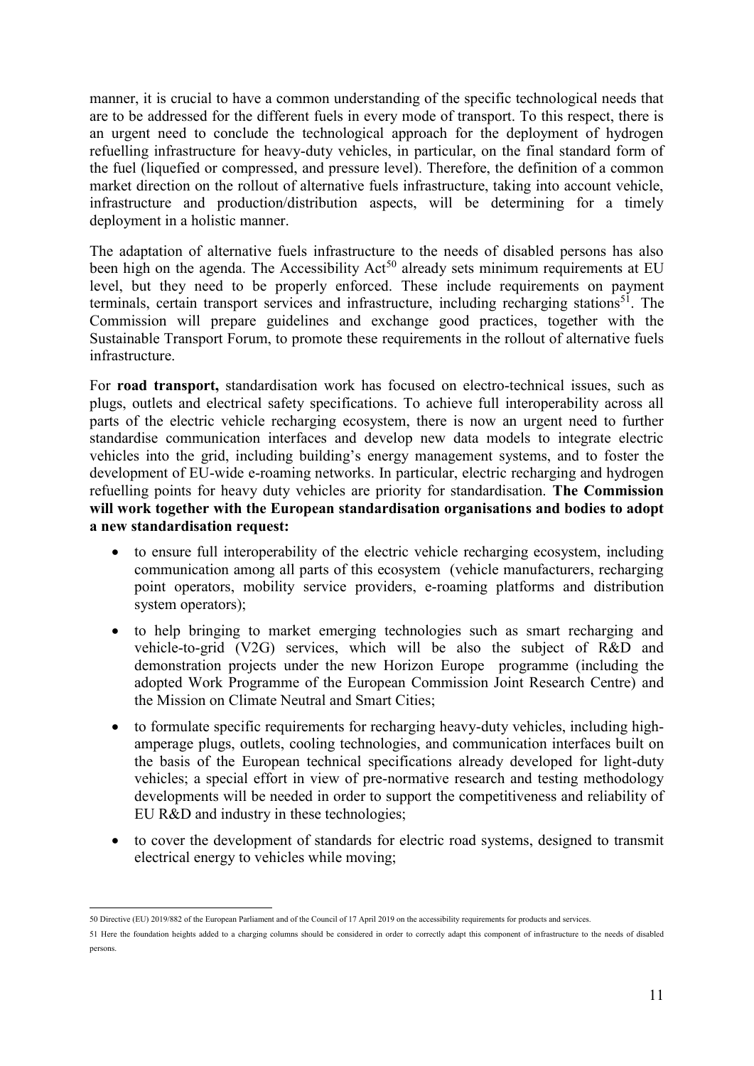manner, it is crucial to have a common understanding of the specific technological needs that are to be addressed for the different fuels in every mode of transport. To this respect, there is an urgent need to conclude the technological approach for the deployment of hydrogen refuelling infrastructure for heavy-duty vehicles, in particular, on the final standard form of the fuel (liquefied or compressed, and pressure level). Therefore, the definition of a common market direction on the rollout of alternative fuels infrastructure, taking into account vehicle, infrastructure and production/distribution aspects, will be determining for a timely deployment in a holistic manner.

The adaptation of alternative fuels infrastructure to the needs of disabled persons has also been high on the agenda. The Accessibility Act[50] already sets minimum requirements at EU level, but they need to be properly enforced. These include requirements on payment terminals, certain transport services and infrastructure, including recharging stations[51]. The Commission will prepare guidelines and exchange good practices, together with the Sustainable Transport Forum, to promote these requirements in the rollout of alternative fuels infrastructure.

For **road transport,** standardisation work has focused on electro-technical issues, such as plugs, outlets and electrical safety specifications. To achieve full interoperability across all parts of the electric vehicle recharging ecosystem, there is now an urgent need to further standardise communication interfaces and develop new data models to integrate electric vehicles into the grid, including building's energy management systems, and to foster the development of EU-wide e-roaming networks. In particular, electric recharging and hydrogen refuelling points for heavy duty vehicles are priority for standardisation. **The Commission will work together with the European standardisation organisations and bodies to adopt a new standardisation request:**

- to ensure full interoperability of the electric vehicle recharging ecosystem, including communication among all parts of this ecosystem (vehicle manufacturers, recharging point operators, mobility service providers, e-roaming platforms and distribution system operators);
- to help bringing to market emerging technologies such as smart recharging and vehicle-to-grid (V2G) services, which will be also the subject of R&D and demonstration projects under the new Horizon Europe programme (including the adopted Work Programme of the European Commission Joint Research Centre) and the Mission on Climate Neutral and Smart Cities;
- to formulate specific requirements for recharging heavy-duty vehicles, including high-amperage plugs, outlets, cooling technologies, and communication interfaces built on the basis of the European technical specifications already developed for light-duty vehicles; a special effort in view of pre-normative research and testing methodology developments will be needed in order to support the competitiveness and reliability of EU R&D and industry in these technologies;
- to cover the development of standards for electric road systems, designed to transmit electrical energy to vehicles while moving;

---

50 Directive (EU) 2019/882 of the European Parliament and of the Council of 17 April 2019 on the accessibility requirements for products and services.

51 Here the foundation heights added to a charging columns should be considered in order to correctly adapt this component of infrastructure to the needs of disabled persons.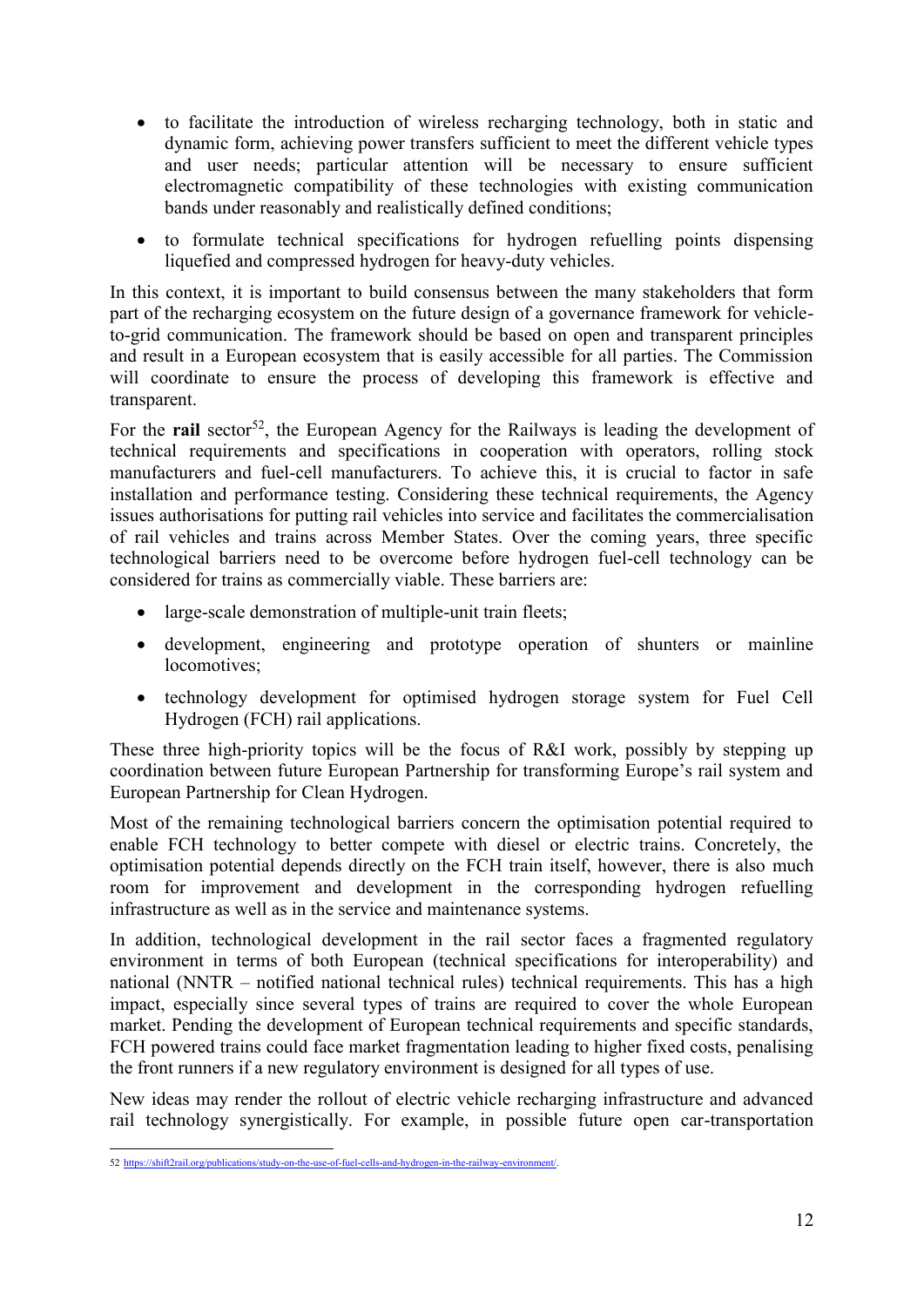- to facilitate the introduction of wireless recharging technology, both in static and dynamic form, achieving power transfers sufficient to meet the different vehicle types and user needs; particular attention will be necessary to ensure sufficient electromagnetic compatibility of these technologies with existing communication bands under reasonably and realistically defined conditions;
- to formulate technical specifications for hydrogen refuelling points dispensing liquefied and compressed hydrogen for heavy-duty vehicles.

In this context, it is important to build consensus between the many stakeholders that form part of the recharging ecosystem on the future design of a governance framework for vehicle-to-grid communication. The framework should be based on open and transparent principles and result in a European ecosystem that is easily accessible for all parties. The Commission will coordinate to ensure the process of developing this framework is effective and transparent.

For the **rail** sector[52], the European Agency for the Railways is leading the development of technical requirements and specifications in cooperation with operators, rolling stock manufacturers and fuel-cell manufacturers. To achieve this, it is crucial to factor in safe installation and performance testing. Considering these technical requirements, the Agency issues authorisations for putting rail vehicles into service and facilitates the commercialisation of rail vehicles and trains across Member States. Over the coming years, three specific technological barriers need to be overcome before hydrogen fuel-cell technology can be considered for trains as commercially viable. These barriers are:

- large-scale demonstration of multiple-unit train fleets;
- development, engineering and prototype operation of shunters or mainline locomotives;
- technology development for optimised hydrogen storage system for Fuel Cell Hydrogen (FCH) rail applications.

These three high-priority topics will be the focus of R&I work, possibly by stepping up coordination between future European Partnership for transforming Europe's rail system and European Partnership for Clean Hydrogen.

Most of the remaining technological barriers concern the optimisation potential required to enable FCH technology to better compete with diesel or electric trains. Concretely, the optimisation potential depends directly on the FCH train itself, however, there is also much room for improvement and development in the corresponding hydrogen refuelling infrastructure as well as in the service and maintenance systems.

In addition, technological development in the rail sector faces a fragmented regulatory environment in terms of both European (technical specifications for interoperability) and national (NNTR – notified national technical rules) technical requirements. This has a high impact, especially since several types of trains are required to cover the whole European market. Pending the development of European technical requirements and specific standards, FCH powered trains could face market fragmentation leading to higher fixed costs, penalising the front runners if a new regulatory environment is designed for all types of use.

New ideas may render the rollout of electric vehicle recharging infrastructure and advanced rail technology synergistically. For example, in possible future open car-transportation

---

52 https://shift2rail.org/publications/study-on-the-use-of-fuel-cells-and-hydrogen-in-the-railway-environment/.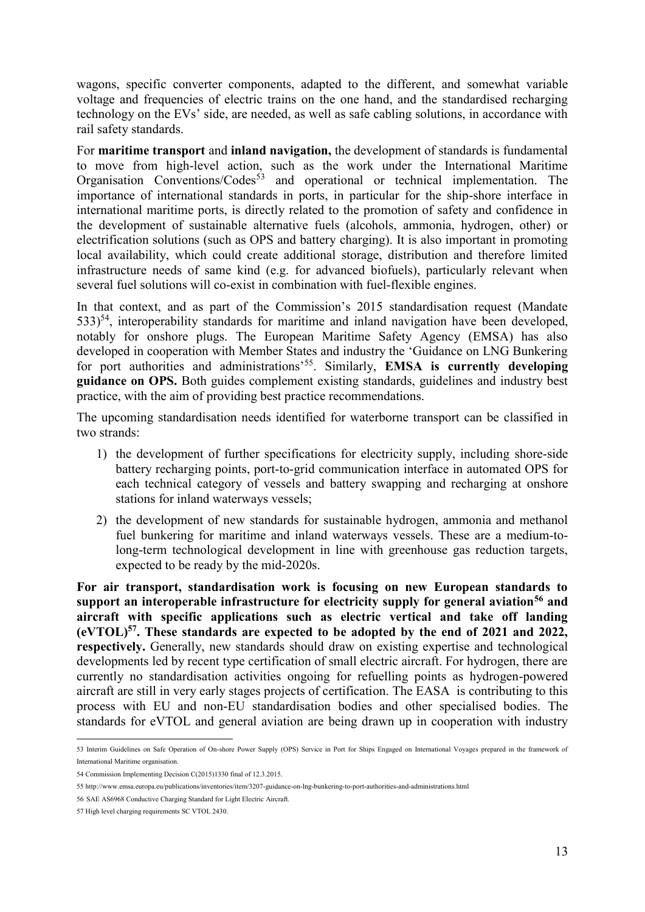wagons, specific converter components, adapted to the different, and somewhat variable voltage and frequencies of electric trains on the one hand, and the standardised recharging technology on the EVs' side, are needed, as well as safe cabling solutions, in accordance with rail safety standards.

For **maritime transport** and **inland navigation,** the development of standards is fundamental to move from high-level action, such as the work under the International Maritime Organisation Conventions/Codes[53] and operational or technical implementation. The importance of international standards in ports, in particular for the ship-shore interface in international maritime ports, is directly related to the promotion of safety and confidence in the development of sustainable alternative fuels (alcohols, ammonia, hydrogen, other) or electrification solutions (such as OPS and battery charging). It is also important in promoting local availability, which could create additional storage, distribution and therefore limited infrastructure needs of same kind (e.g. for advanced biofuels), particularly relevant when several fuel solutions will co-exist in combination with fuel-flexible engines.

In that context, and as part of the Commission's 2015 standardisation request (Mandate 533)[54], interoperability standards for maritime and inland navigation have been developed, notably for onshore plugs. The European Maritime Safety Agency (EMSA) has also developed in cooperation with Member States and industry the 'Guidance on LNG Bunkering for port authorities and administrations'[55]. Similarly, **EMSA is currently developing guidance on OPS.** Both guides complement existing standards, guidelines and industry best practice, with the aim of providing best practice recommendations.

The upcoming standardisation needs identified for waterborne transport can be classified in two strands:

1) the development of further specifications for electricity supply, including shore-side battery recharging points, port-to-grid communication interface in automated OPS for each technical category of vessels and battery swapping and recharging at onshore stations for inland waterways vessels;
2) the development of new standards for sustainable hydrogen, ammonia and methanol fuel bunkering for maritime and inland waterways vessels. These are a medium-to-long-term technological development in line with greenhouse gas reduction targets, expected to be ready by the mid-2020s.

**For air transport, standardisation work is focusing on new European standards to support an interoperable infrastructure for electricity supply for general aviation[56] and aircraft with specific applications such as electric vertical and take off landing (eVTOL)[57]. These standards are expected to be adopted by the end of 2021 and 2022, respectively.** Generally, new standards should draw on existing expertise and technological developments led by recent type certification of small electric aircraft. For hydrogen, there are currently no standardisation activities ongoing for refuelling points as hydrogen-powered aircraft are still in very early stages projects of certification. The EASA is contributing to this process with EU and non-EU standardisation bodies and other specialised bodies. The standards for eVTOL and general aviation are being drawn up in cooperation with industry

---

53 Interim Guidelines on Safe Operation of On-shore Power Supply (OPS) Service in Port for Ships Engaged on International Voyages prepared in the framework of International Maritime organisation.

54 Commission Implementing Decision C(2015)1330 final of 12.3.2015.

55 http://www.emsa.europa.eu/publications/inventories/item/3207-guidance-on-lng-bunkering-to-port-authorities-and-administrations.html

56 SAE AS6968 Conductive Charging Standard for Light Electric Aircraft.

57 High level charging requirements SC VTOL 2430.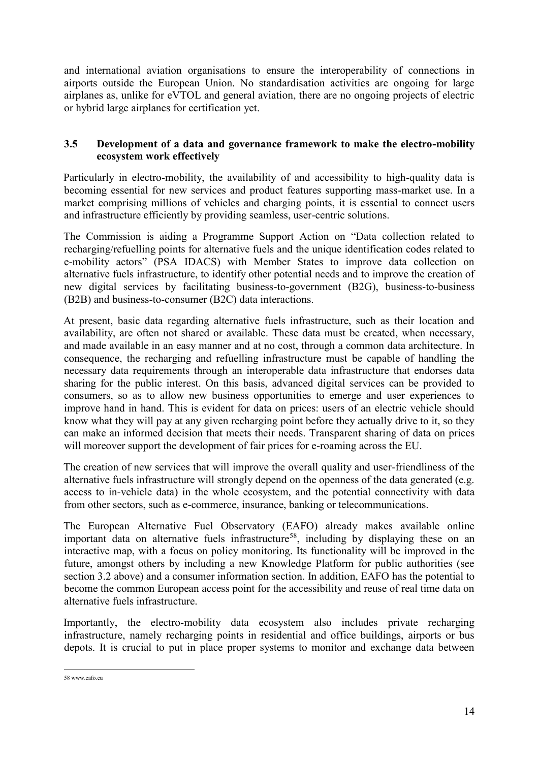and international aviation organisations to ensure the interoperability of connections in airports outside the European Union. No standardisation activities are ongoing for large airplanes as, unlike for eVTOL and general aviation, there are no ongoing projects of electric or hybrid large airplanes for certification yet.

### 3.5 Development of a data and governance framework to make the electro-mobility ecosystem work effectively

Particularly in electro-mobility, the availability of and accessibility to high-quality data is becoming essential for new services and product features supporting mass-market use. In a market comprising millions of vehicles and charging points, it is essential to connect users and infrastructure efficiently by providing seamless, user-centric solutions.

The Commission is aiding a Programme Support Action on "Data collection related to recharging/refuelling points for alternative fuels and the unique identification codes related to e-mobility actors" (PSA IDACS) with Member States to improve data collection on alternative fuels infrastructure, to identify other potential needs and to improve the creation of new digital services by facilitating business-to-government (B2G), business-to-business (B2B) and business-to-consumer (B2C) data interactions.

At present, basic data regarding alternative fuels infrastructure, such as their location and availability, are often not shared or available. These data must be created, when necessary, and made available in an easy manner and at no cost, through a common data architecture. In consequence, the recharging and refuelling infrastructure must be capable of handling the necessary data requirements through an interoperable data infrastructure that endorses data sharing for the public interest. On this basis, advanced digital services can be provided to consumers, so as to allow new business opportunities to emerge and user experiences to improve hand in hand. This is evident for data on prices: users of an electric vehicle should know what they will pay at any given recharging point before they actually drive to it, so they can make an informed decision that meets their needs. Transparent sharing of data on prices will moreover support the development of fair prices for e-roaming across the EU.

The creation of new services that will improve the overall quality and user-friendliness of the alternative fuels infrastructure will strongly depend on the openness of the data generated (e.g. access to in-vehicle data) in the whole ecosystem, and the potential connectivity with data from other sectors, such as e-commerce, insurance, banking or telecommunications.

The European Alternative Fuel Observatory (EAFO) already makes available online important data on alternative fuels infrastructure[58], including by displaying these on an interactive map, with a focus on policy monitoring. Its functionality will be improved in the future, amongst others by including a new Knowledge Platform for public authorities (see section 3.2 above) and a consumer information section. In addition, EAFO has the potential to become the common European access point for the accessibility and reuse of real time data on alternative fuels infrastructure.

Importantly, the electro-mobility data ecosystem also includes private recharging infrastructure, namely recharging points in residential and office buildings, airports or bus depots. It is crucial to put in place proper systems to monitor and exchange data between

58 www.eafo.eu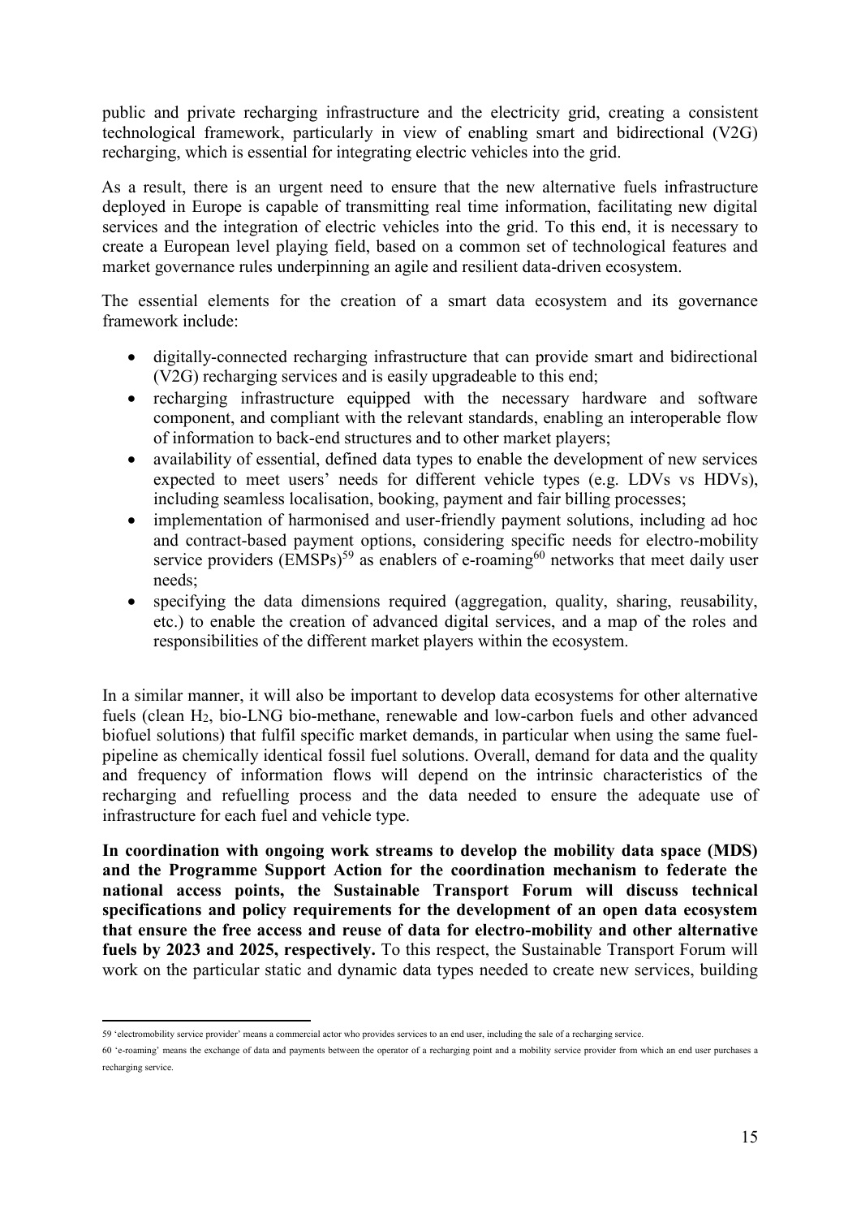public and private recharging infrastructure and the electricity grid, creating a consistent technological framework, particularly in view of enabling smart and bidirectional (V2G) recharging, which is essential for integrating electric vehicles into the grid.

As a result, there is an urgent need to ensure that the new alternative fuels infrastructure deployed in Europe is capable of transmitting real time information, facilitating new digital services and the integration of electric vehicles into the grid. To this end, it is necessary to create a European level playing field, based on a common set of technological features and market governance rules underpinning an agile and resilient data-driven ecosystem.

The essential elements for the creation of a smart data ecosystem and its governance framework include:

- digitally-connected recharging infrastructure that can provide smart and bidirectional (V2G) recharging services and is easily upgradeable to this end;
- recharging infrastructure equipped with the necessary hardware and software component, and compliant with the relevant standards, enabling an interoperable flow of information to back-end structures and to other market players;
- availability of essential, defined data types to enable the development of new services expected to meet users' needs for different vehicle types (e.g. LDVs vs HDVs), including seamless localisation, booking, payment and fair billing processes;
- implementation of harmonised and user-friendly payment solutions, including ad hoc and contract-based payment options, considering specific needs for electro-mobility service providers (EMSPs)[59] as enablers of e-roaming[60] networks that meet daily user needs;
- specifying the data dimensions required (aggregation, quality, sharing, reusability, etc.) to enable the creation of advanced digital services, and a map of the roles and responsibilities of the different market players within the ecosystem.

In a similar manner, it will also be important to develop data ecosystems for other alternative fuels (clean $H_2$, bio-LNG bio-methane, renewable and low-carbon fuels and other advanced biofuel solutions) that fulfil specific market demands, in particular when using the same fuel-pipeline as chemically identical fossil fuel solutions. Overall, demand for data and the quality and frequency of information flows will depend on the intrinsic characteristics of the recharging and refuelling process and the data needed to ensure the adequate use of infrastructure for each fuel and vehicle type.

**In coordination with ongoing work streams to develop the mobility data space (MDS) and the Programme Support Action for the coordination mechanism to federate the national access points, the Sustainable Transport Forum will discuss technical specifications and policy requirements for the development of an open data ecosystem that ensure the free access and reuse of data for electro-mobility and other alternative fuels by 2023 and 2025, respectively.** To this respect, the Sustainable Transport Forum will work on the particular static and dynamic data types needed to create new services, building

59 'electromobility service provider' means a commercial actor who provides services to an end user, including the sale of a recharging service.

60 'e-roaming' means the exchange of data and payments between the operator of a recharging point and a mobility service provider from which an end user purchases a recharging service.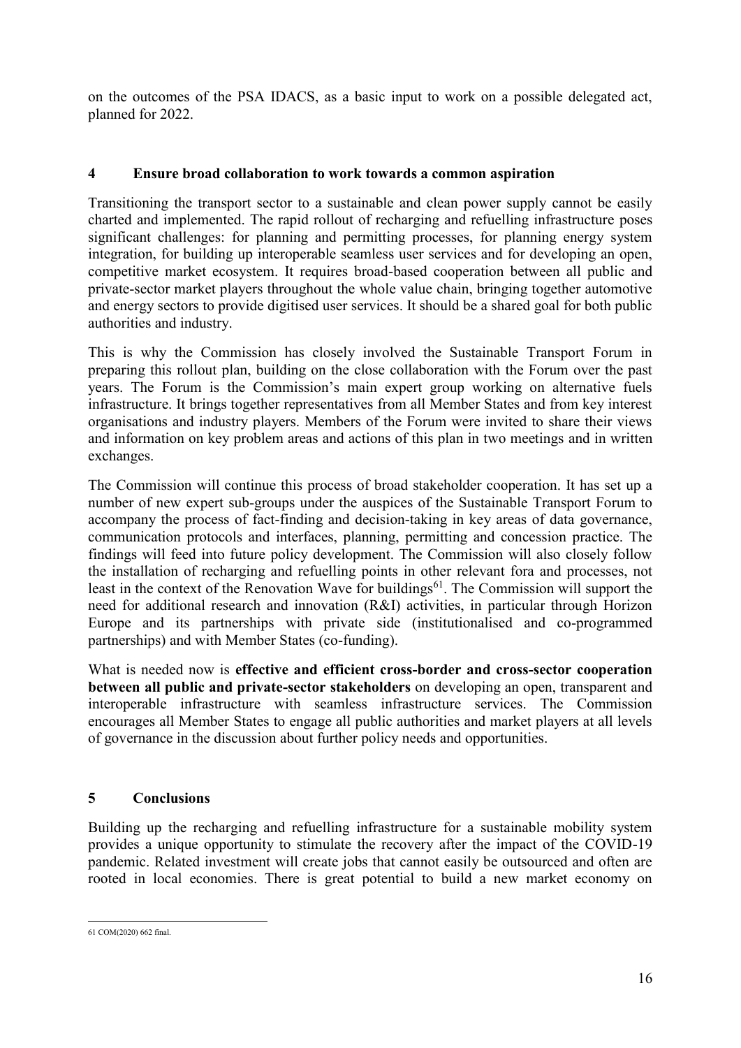on the outcomes of the PSA IDACS, as a basic input to work on a possible delegated act, planned for 2022.

## 4 Ensure broad collaboration to work towards a common aspiration

Transitioning the transport sector to a sustainable and clean power supply cannot be easily charted and implemented. The rapid rollout of recharging and refuelling infrastructure poses significant challenges: for planning and permitting processes, for planning energy system integration, for building up interoperable seamless user services and for developing an open, competitive market ecosystem. It requires broad-based cooperation between all public and private-sector market players throughout the whole value chain, bringing together automotive and energy sectors to provide digitised user services. It should be a shared goal for both public authorities and industry.

This is why the Commission has closely involved the Sustainable Transport Forum in preparing this rollout plan, building on the close collaboration with the Forum over the past years. The Forum is the Commission's main expert group working on alternative fuels infrastructure. It brings together representatives from all Member States and from key interest organisations and industry players. Members of the Forum were invited to share their views and information on key problem areas and actions of this plan in two meetings and in written exchanges.

The Commission will continue this process of broad stakeholder cooperation. It has set up a number of new expert sub-groups under the auspices of the Sustainable Transport Forum to accompany the process of fact-finding and decision-taking in key areas of data governance, communication protocols and interfaces, planning, permitting and concession practice. The findings will feed into future policy development. The Commission will also closely follow the installation of recharging and refuelling points in other relevant fora and processes, not least in the context of the Renovation Wave for buildings[61]. The Commission will support the need for additional research and innovation (R&I) activities, in particular through Horizon Europe and its partnerships with private side (institutionalised and co-programmed partnerships) and with Member States (co-funding).

What is needed now is **effective and efficient cross-border and cross-sector cooperation between all public and private-sector stakeholders** on developing an open, transparent and interoperable infrastructure with seamless infrastructure services. The Commission encourages all Member States to engage all public authorities and market players at all levels of governance in the discussion about further policy needs and opportunities.

## 5 Conclusions

Building up the recharging and refuelling infrastructure for a sustainable mobility system provides a unique opportunity to stimulate the recovery after the impact of the COVID-19 pandemic. Related investment will create jobs that cannot easily be outsourced and often are rooted in local economies. There is great potential to build a new market economy on

---

61 COM(2020) 662 final.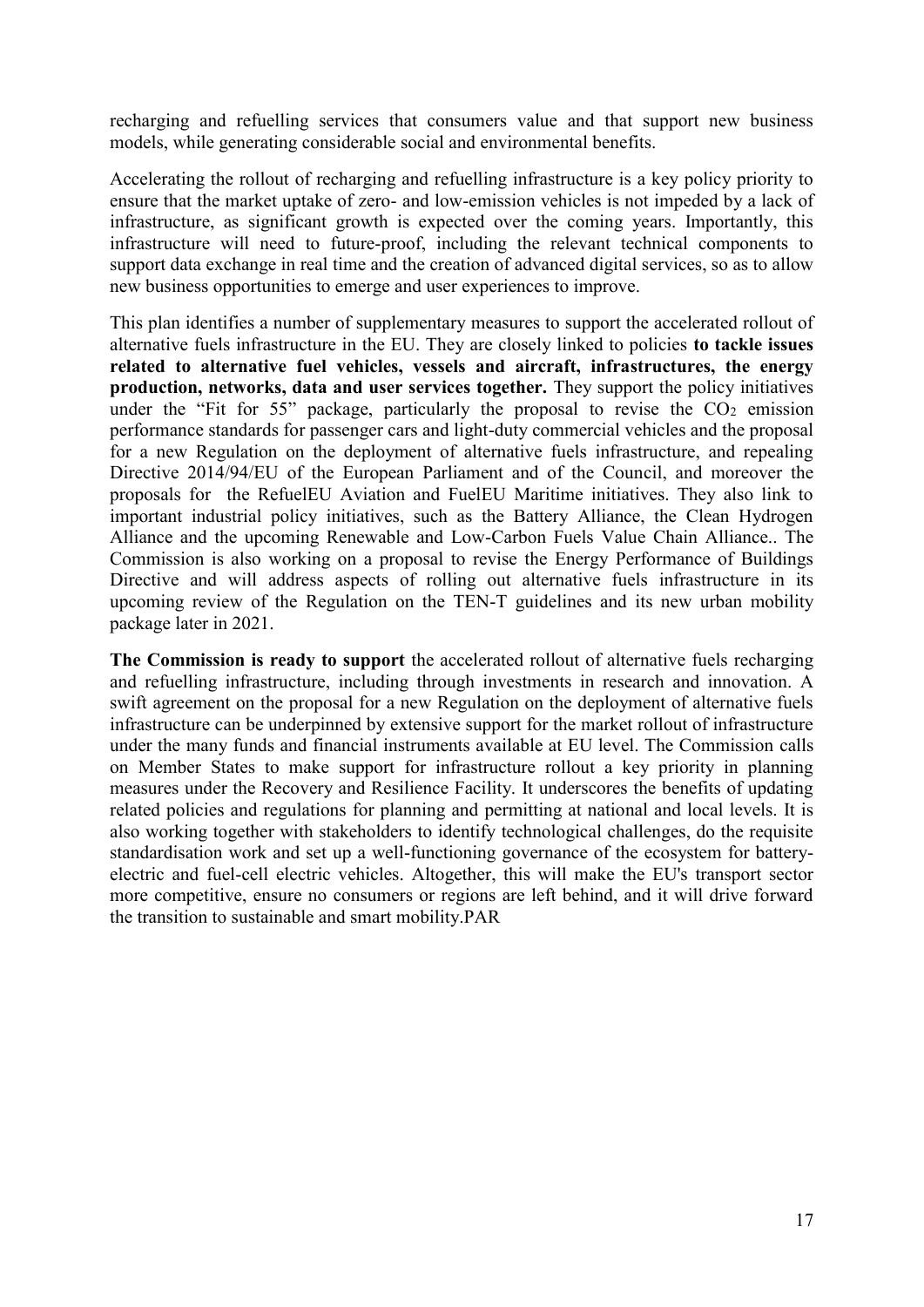recharging and refuelling services that consumers value and that support new business models, while generating considerable social and environmental benefits.

Accelerating the rollout of recharging and refuelling infrastructure is a key policy priority to ensure that the market uptake of zero- and low-emission vehicles is not impeded by a lack of infrastructure, as significant growth is expected over the coming years. Importantly, this infrastructure will need to future-proof, including the relevant technical components to support data exchange in real time and the creation of advanced digital services, so as to allow new business opportunities to emerge and user experiences to improve.

This plan identifies a number of supplementary measures to support the accelerated rollout of alternative fuels infrastructure in the EU. They are closely linked to policies **to tackle issues related to alternative fuel vehicles, vessels and aircraft, infrastructures, the energy production, networks, data and user services together.** They support the policy initiatives under the "Fit for 55" package, particularly the proposal to revise the $CO_2$ emission performance standards for passenger cars and light-duty commercial vehicles and the proposal for a new Regulation on the deployment of alternative fuels infrastructure, and repealing Directive 2014/94/EU of the European Parliament and of the Council, and moreover the proposals for the RefuelEU Aviation and FuelEU Maritime initiatives. They also link to important industrial policy initiatives, such as the Battery Alliance, the Clean Hydrogen Alliance and the upcoming Renewable and Low-Carbon Fuels Value Chain Alliance.. The Commission is also working on a proposal to revise the Energy Performance of Buildings Directive and will address aspects of rolling out alternative fuels infrastructure in its upcoming review of the Regulation on the TEN-T guidelines and its new urban mobility package later in 2021.

**The Commission is ready to support** the accelerated rollout of alternative fuels recharging and refuelling infrastructure, including through investments in research and innovation. A swift agreement on the proposal for a new Regulation on the deployment of alternative fuels infrastructure can be underpinned by extensive support for the market rollout of infrastructure under the many funds and financial instruments available at EU level. The Commission calls on Member States to make support for infrastructure rollout a key priority in planning measures under the Recovery and Resilience Facility. It underscores the benefits of updating related policies and regulations for planning and permitting at national and local levels. It is also working together with stakeholders to identify technological challenges, do the requisite standardisation work and set up a well-functioning governance of the ecosystem for battery-electric and fuel-cell electric vehicles. Altogether, this will make the EU's transport sector more competitive, ensure no consumers or regions are left behind, and it will drive forward the transition to sustainable and smart mobility.PAR